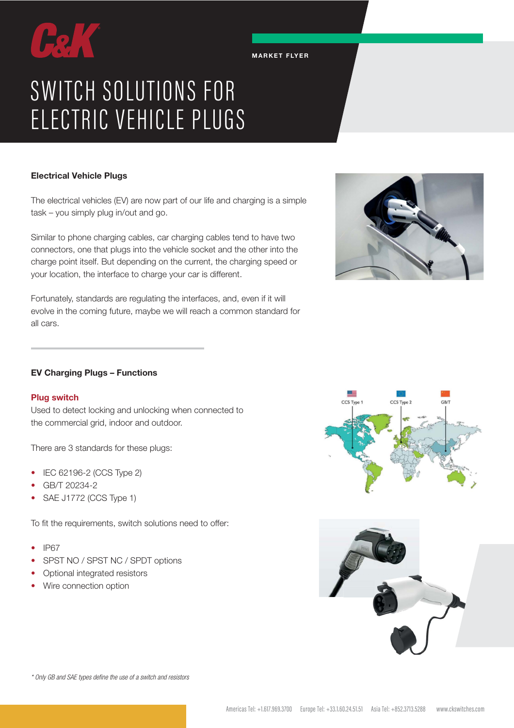MARKET FLYER

# SWITCH SOLUTIONS FOR ELECTRIC VEHICLE PLUGS

### Electrical Vehicle Plugs

The electrical vehicles (EV) are now part of our life and charging is a simple task – you simply plug in/out and go.

Similar to phone charging cables, car charging cables tend to have two connectors, one that plugs into the vehicle socket and the other into the charge point itself. But depending on the current, the charging speed or your location, the interface to charge your car is different.

Fortunately, standards are regulating the interfaces, and, even if it will evolve in the coming future, maybe we will reach a common standard for all cars.

### EV Charging Plugs – Functions

**Plug switch**

Used to detect locking and unlocking when connected to the commercial grid, indoor and outdoor.

There are 3 standards for these plugs:

- IEC 62196-2 (CCS Type 2)
- GB/T 20234-2
- SAE J1772 (CCS Type 1)

To fit the requirements, switch solutions need to offer:

- IP67
- SPST NO / SPST NC / SPDT options
- Optional integrated resistors
- Wire connection option

CCS Type 1 CCS Type 2 GB/T

*\* Only GB and SAE types define the use of a switch and resistors*

Americas Tel: +1.617.969.3700 Europe Tel: +33.1.60.24.51.51 Asia Tel: +852.3713.5288 www.ckswitches.com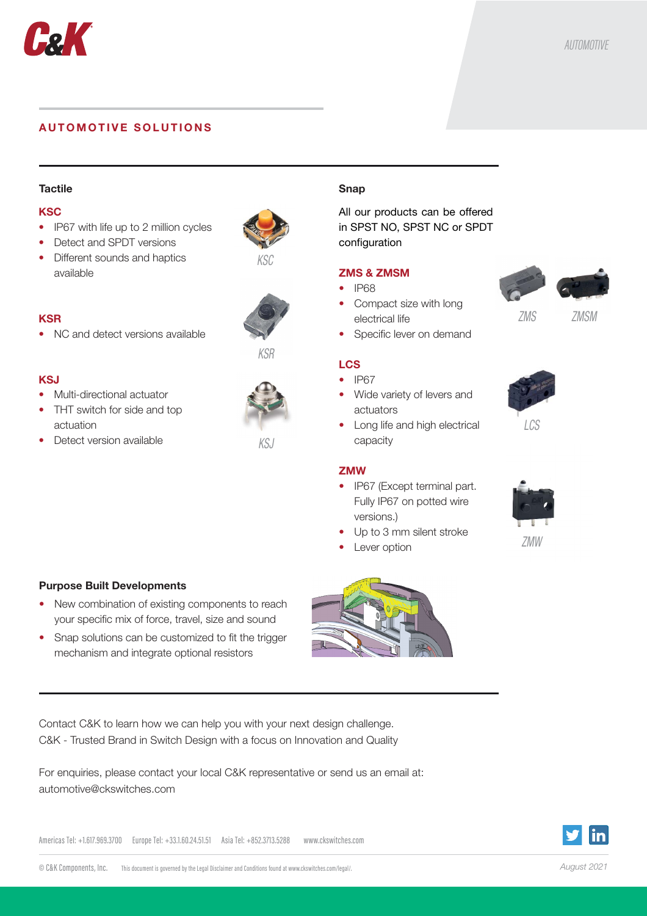## AUTOMOTIVE SOLUTIONS

### Tactile

**KSC**

- IP67 with life up to 2 million cycles
- Detect and SPDT versions
- Different sounds and haptics available

KSC

**KSR**

- NC and detect versions available

KSR

**KSJ**

- Multi-directional actuator
- THT switch for side and top actuation
- Detect version available

KSJ

### Snap

All our products can be offered in SPST NO, SPST NC or SPDT configuration

**ZMS & ZMSM**

- IP68
- Compact size with long electrical life
- Specific lever on demand

ZMS ZMSM

**LCS**

- IP67
- Wide variety of levers and actuators
- Long life and high electrical capacity

LCS

**ZMW**

- IP67 (Except terminal part. Fully IP67 on potted wire versions.)
- Up to 3 mm silent stroke
- Lever option

ZMW

### Purpose Built Developments

- New combination of existing components to reach your specific mix of force, travel, size and sound
- Snap solutions can be customized to fit the trigger mechanism and integrate optional resistors

Contact C&K to learn how we can help you with your next design challenge.
C&K - Trusted Brand in Switch Design with a focus on Innovation and Quality

For enquiries, please contact your local C&K representative or send us an email at: automotive@ckswitches.com

Americas Tel: +1.617.969.3700 Europe Tel: +33.1.60.24.51.51 Asia Tel: +852.3713.5288 www.ckswitches.com

© C&K Components, Inc. This document is governed by the Legal Disclaimer and Conditions found at www.ckswitches.com/legal/. August 2021